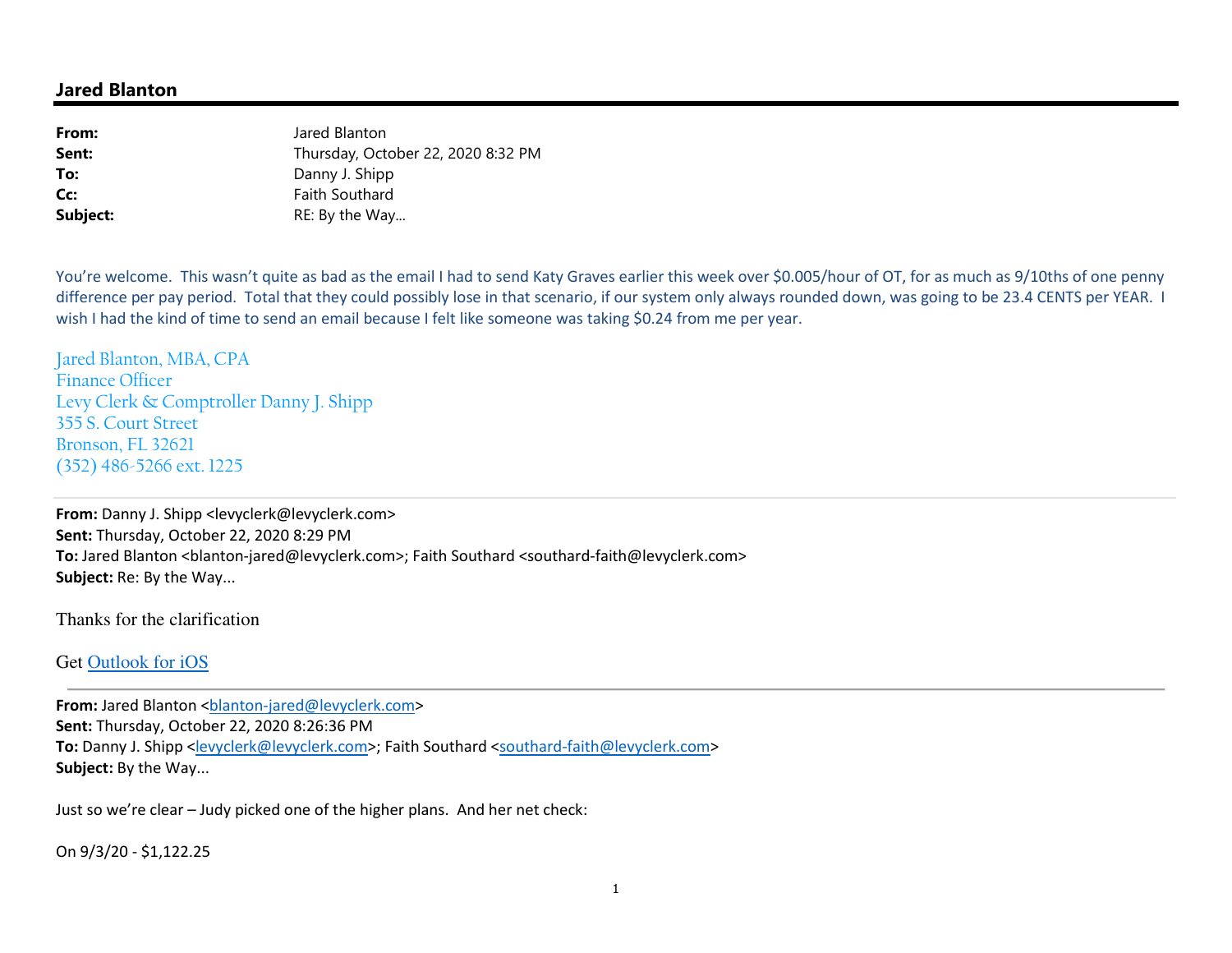## Jared Blanton

**From:** Jared Blanton
**Sent:** Thursday, October 22, 2020 8:32 PM
**To:** Danny J. Shipp
**Cc:** Faith Southard
**Subject:** RE: By the Way...

You're welcome. This wasn't quite as bad as the email I had to send Katy Graves earlier this week over $0.005/hour of OT, for as much as 9/10ths of one penny difference per pay period. Total that they could possibly lose in that scenario, if our system only always rounded down, was going to be 23.4 CENTS per YEAR. I wish I had the kind of time to send an email because I felt like someone was taking $0.24 from me per year.

Jared Blanton, MBA, CPA
Finance Officer
Levy Clerk & Comptroller Danny J. Shipp
355 S. Court Street
Bronson, FL 32621
(352) 486-5266 ext. 1225

---

**From:** Danny J. Shipp <levyclerk@levyclerk.com>
**Sent:** Thursday, October 22, 2020 8:29 PM
**To:** Jared Blanton <blanton-jared@levyclerk.com>; Faith Southard <southard-faith@levyclerk.com>
**Subject:** Re: By the Way...

Thanks for the clarification

Get Outlook for iOS

---

**From:** Jared Blanton <blanton-jared@levyclerk.com>
**Sent:** Thursday, October 22, 2020 8:26:36 PM
**To:** Danny J. Shipp <levyclerk@levyclerk.com>; Faith Southard <southard-faith@levyclerk.com>
**Subject:** By the Way...

Just so we're clear – Judy picked one of the higher plans. And her net check:

On 9/3/20 - $1,122.25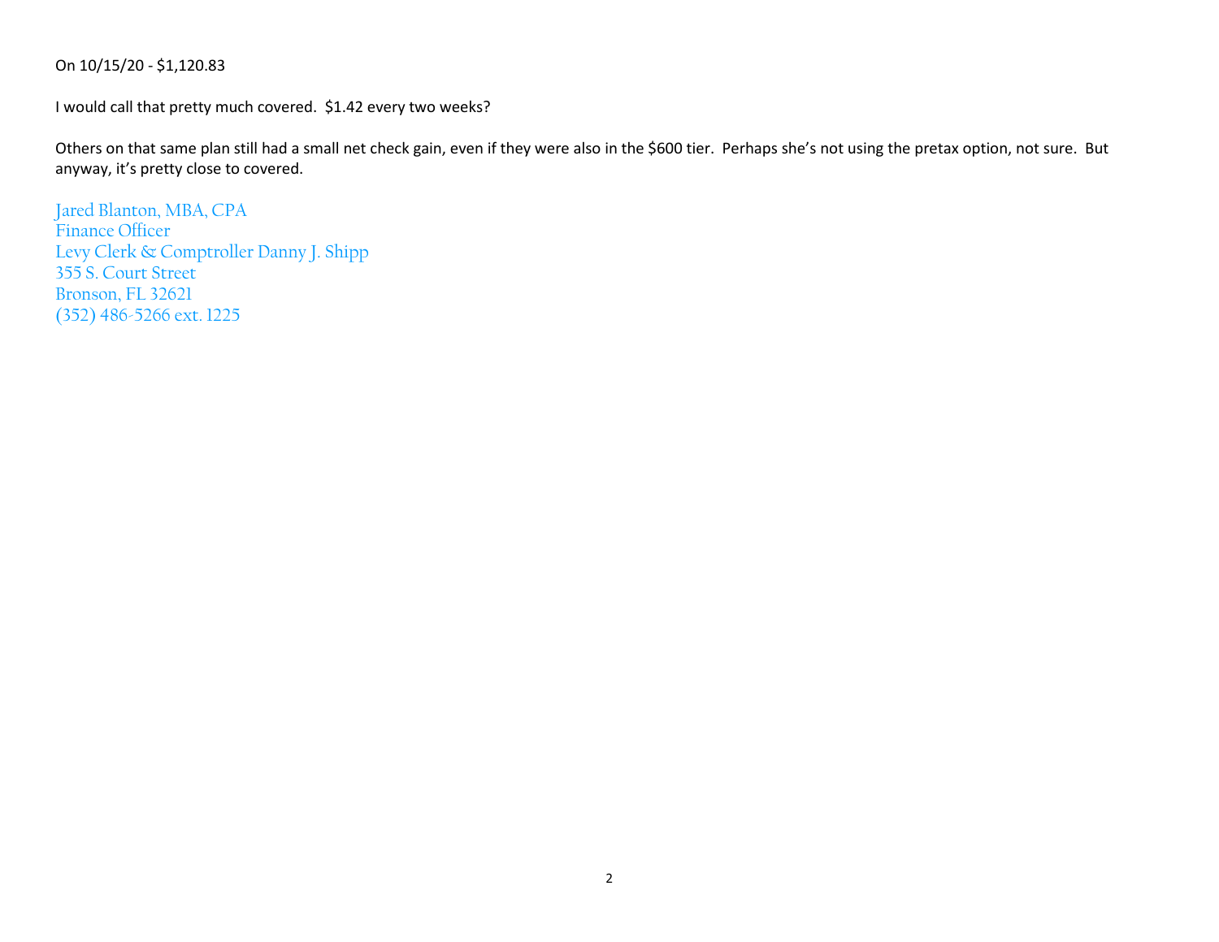On 10/15/20 - $1,120.83

I would call that pretty much covered. $1.42 every two weeks?

Others on that same plan still had a small net check gain, even if they were also in the $600 tier. Perhaps she's not using the pretax option, not sure. But anyway, it's pretty close to covered.

Jared Blanton, MBA, CPA
Finance Officer
Levy Clerk & Comptroller Danny J. Shipp
355 S. Court Street
Bronson, FL 32621
(352) 486-5266 ext. 1225